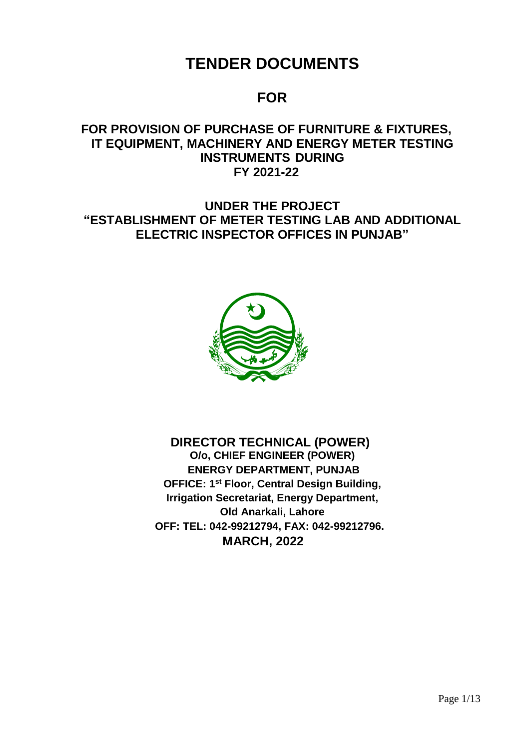# TENDER DOCUMENTS

## FOR

### FOR PROVISION OF PURCHASE OF FURNITURE & FIXTURES, IT EQUIPMENT, MACHINERY AND ENERGY METER TESTING INSTRUMENTS DURING FY 2021-22

### UNDER THE PROJECT "ESTABLISHMENT OF METER TESTING LAB AND ADDITIONAL ELECTRIC INSPECTOR OFFICES IN PUNJAB"

**DIRECTOR TECHNICAL (POWER)**
**O/o, CHIEF ENGINEER (POWER)**
**ENERGY DEPARTMENT, PUNJAB**
**OFFICE: 1st Floor, Central Design Building,**
**Irrigation Secretariat, Energy Department,**
**Old Anarkali, Lahore**
**OFF: TEL: 042-99212794, FAX: 042-99212796.**
**MARCH, 2022**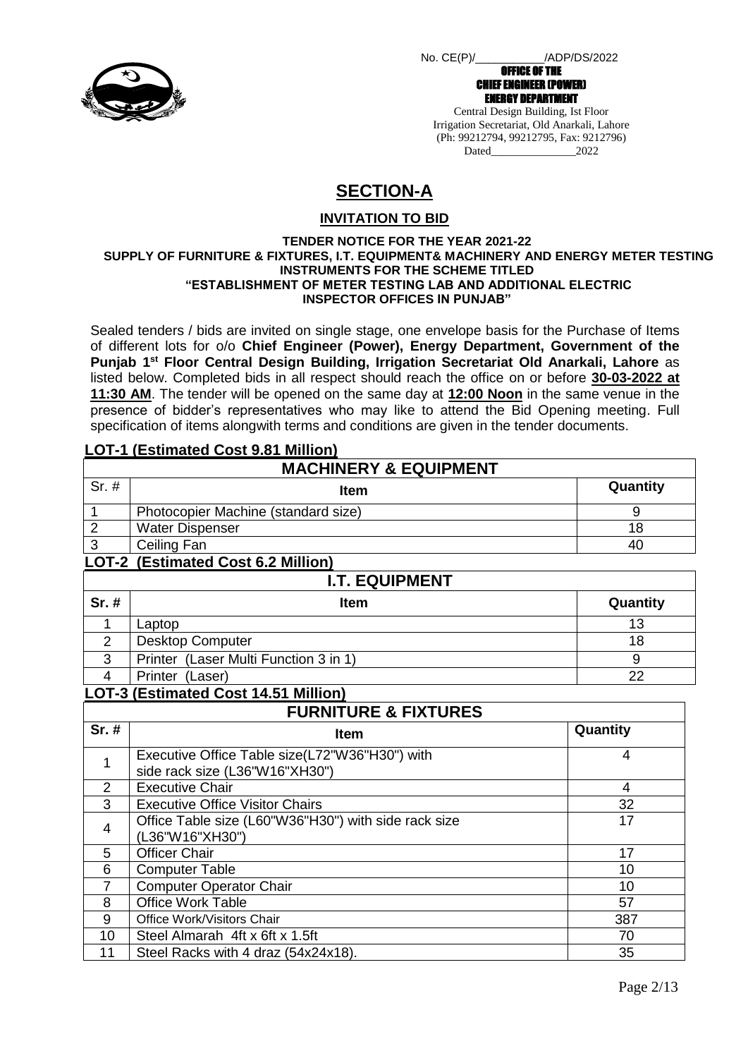No. CE(P)/____________/ADP/DS/2022

**OFFICE OF THE**
**CHIEF ENGINEER (POWER)**
**ENERGY DEPARTMENT**

Central Design Building, Ist Floor
Irrigation Secretariat, Old Anarkali, Lahore
(Ph: 99212794, 99212795, Fax: 9212796)
Dated________________2022

# SECTION-A

## INVITATION TO BID

**TENDER NOTICE FOR THE YEAR 2021-22**
**SUPPLY OF FURNITURE & FIXTURES, I.T. EQUIPMENT& MACHINERY AND ENERGY METER TESTING INSTRUMENTS FOR THE SCHEME TITLED**
**"ESTABLISHMENT OF METER TESTING LAB AND ADDITIONAL ELECTRIC INSPECTOR OFFICES IN PUNJAB"**

Sealed tenders / bids are invited on single stage, one envelope basis for the Purchase of Items of different lots for o/o **Chief Engineer (Power), Energy Department, Government of the Punjab 1st Floor Central Design Building, Irrigation Secretariat Old Anarkali, Lahore** as listed below. Completed bids in all respect should reach the office on or before **30-03-2022 at 11:30 AM**. The tender will be opened on the same day at **12:00 Noon** in the same venue in the presence of bidder's representatives who may like to attend the Bid Opening meeting. Full specification of items alongwith terms and conditions are given in the tender documents.

**LOT-1 (Estimated Cost 9.81 Million)**

| MACHINERY & EQUIPMENT | | |
|---|---|---|
| **Sr. #** | **Item** | **Quantity** |
| 1 | Photocopier Machine (standard size) | 9 |
| 2 | Water Dispenser | 18 |
| 3 | Ceiling Fan | 40 |

**LOT-2 (Estimated Cost 6.2 Million)**

| I.T. EQUIPMENT | | |
|---|---|---|
| **Sr. #** | **Item** | **Quantity** |
| 1 | Laptop | 13 |
| 2 | Desktop Computer | 18 |
| 3 | Printer (Laser Multi Function 3 in 1) | 9 |
| 4 | Printer (Laser) | 22 |

**LOT-3 (Estimated Cost 14.51 Million)**

| FURNITURE & FIXTURES | | |
|---|---|---|
| **Sr. #** | **Item** | **Quantity** |
| 1 | Executive Office Table size(L72"W36"H30") with side rack size (L36"W16"XH30") | 4 |
| 2 | Executive Chair | 4 |
| 3 | Executive Office Visitor Chairs | 32 |
| 4 | Office Table size (L60"W36"H30") with side rack size (L36"W16"XH30") | 17 |
| 5 | Officer Chair | 17 |
| 6 | Computer Table | 10 |
| 7 | Computer Operator Chair | 10 |
| 8 | Office Work Table | 57 |
| 9 | Office Work/Visitors Chair | 387 |
| 10 | Steel Almarah 4ft x 6ft x 1.5ft | 70 |
| 11 | Steel Racks with 4 draz (54x24x18). | 35 |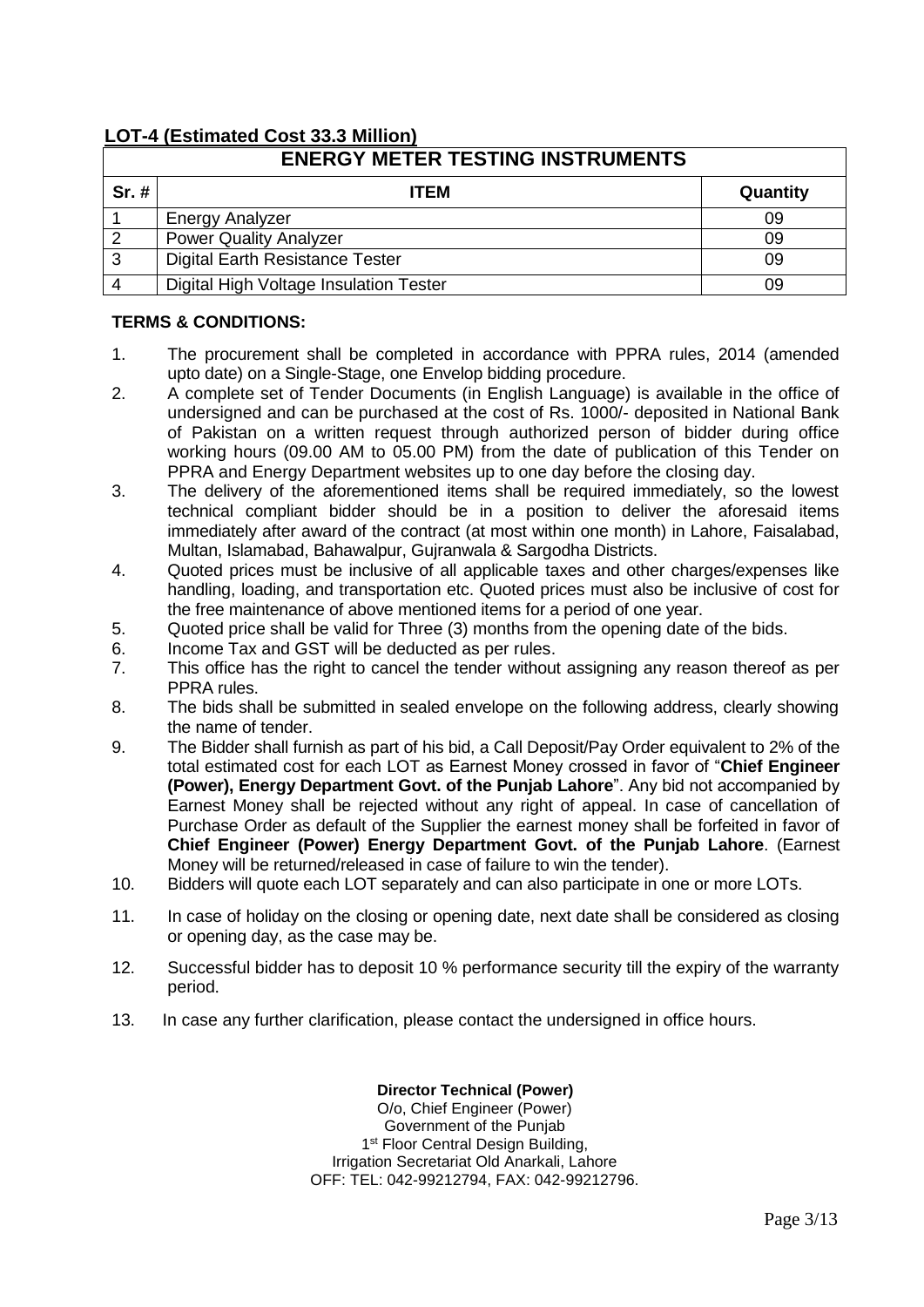## LOT-4 (Estimated Cost 33.3 Million)

| ENERGY METER TESTING INSTRUMENTS | | |
|---|---|---|
| **Sr. #** | **ITEM** | **Quantity** |
| 1 | Energy Analyzer | 09 |
| 2 | Power Quality Analyzer | 09 |
| 3 | Digital Earth Resistance Tester | 09 |
| 4 | Digital High Voltage Insulation Tester | 09 |

**TERMS & CONDITIONS:**

1. The procurement shall be completed in accordance with PPRA rules, 2014 (amended upto date) on a Single-Stage, one Envelop bidding procedure.
2. A complete set of Tender Documents (in English Language) is available in the office of undersigned and can be purchased at the cost of Rs. 1000/- deposited in National Bank of Pakistan on a written request through authorized person of bidder during office working hours (09.00 AM to 05.00 PM) from the date of publication of this Tender on PPRA and Energy Department websites up to one day before the closing day.
3. The delivery of the aforementioned items shall be required immediately, so the lowest technical compliant bidder should be in a position to deliver the aforesaid items immediately after award of the contract (at most within one month) in Lahore, Faisalabad, Multan, Islamabad, Bahawalpur, Gujranwala & Sargodha Districts.
4. Quoted prices must be inclusive of all applicable taxes and other charges/expenses like handling, loading, and transportation etc. Quoted prices must also be inclusive of cost for the free maintenance of above mentioned items for a period of one year.
5. Quoted price shall be valid for Three (3) months from the opening date of the bids.
6. Income Tax and GST will be deducted as per rules.
7. This office has the right to cancel the tender without assigning any reason thereof as per PPRA rules.
8. The bids shall be submitted in sealed envelope on the following address, clearly showing the name of tender.
9. The Bidder shall furnish as part of his bid, a Call Deposit/Pay Order equivalent to 2% of the total estimated cost for each LOT as Earnest Money crossed in favor of "**Chief Engineer (Power), Energy Department Govt. of the Punjab Lahore**". Any bid not accompanied by Earnest Money shall be rejected without any right of appeal. In case of cancellation of Purchase Order as default of the Supplier the earnest money shall be forfeited in favor of **Chief Engineer (Power) Energy Department Govt. of the Punjab Lahore**. (Earnest Money will be returned/released in case of failure to win the tender).
10. Bidders will quote each LOT separately and can also participate in one or more LOTs.
11. In case of holiday on the closing or opening date, next date shall be considered as closing or opening day, as the case may be.
12. Successful bidder has to deposit 10 % performance security till the expiry of the warranty period.
13. In case any further clarification, please contact the undersigned in office hours.

**Director Technical (Power)**
O/o, Chief Engineer (Power)
Government of the Punjab
1st Floor Central Design Building,
Irrigation Secretariat Old Anarkali, Lahore
OFF: TEL: 042-99212794, FAX: 042-99212796.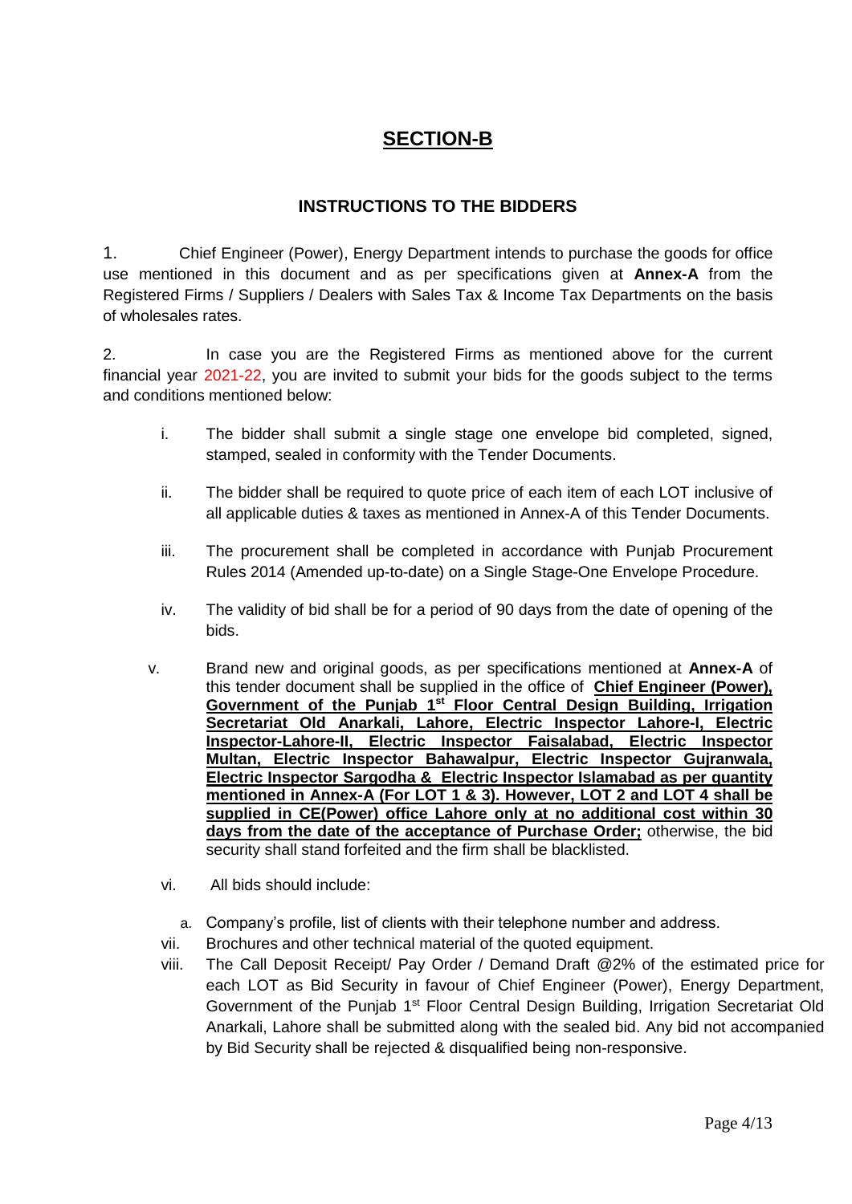# SECTION-B

## INSTRUCTIONS TO THE BIDDERS

1. Chief Engineer (Power), Energy Department intends to purchase the goods for office use mentioned in this document and as per specifications given at **Annex-A** from the Registered Firms / Suppliers / Dealers with Sales Tax & Income Tax Departments on the basis of wholesales rates.

2. In case you are the Registered Firms as mentioned above for the current financial year 2021-22, you are invited to submit your bids for the goods subject to the terms and conditions mentioned below:

   i. The bidder shall submit a single stage one envelope bid completed, signed, stamped, sealed in conformity with the Tender Documents.

   ii. The bidder shall be required to quote price of each item of each LOT inclusive of all applicable duties & taxes as mentioned in Annex-A of this Tender Documents.

   iii. The procurement shall be completed in accordance with Punjab Procurement Rules 2014 (Amended up-to-date) on a Single Stage-One Envelope Procedure.

   iv. The validity of bid shall be for a period of 90 days from the date of opening of the bids.

   v. Brand new and original goods, as per specifications mentioned at **Annex-A** of this tender document shall be supplied in the office of **Chief Engineer (Power), Government of the Punjab 1st Floor Central Design Building, Irrigation Secretariat Old Anarkali, Lahore, Electric Inspector Lahore-I, Electric Inspector-Lahore-II, Electric Inspector Faisalabad, Electric Inspector Multan, Electric Inspector Bahawalpur, Electric Inspector Gujranwala, Electric Inspector Sargodha & Electric Inspector Islamabad as per quantity mentioned in Annex-A (For LOT 1 & 3). However, LOT 2 and LOT 4 shall be supplied in CE(Power) office Lahore only at no additional cost within 30 days from the date of the acceptance of Purchase Order;** otherwise, the bid security shall stand forfeited and the firm shall be blacklisted.

   vi. All bids should include:

      a. Company's profile, list of clients with their telephone number and address.

   vii. Brochures and other technical material of the quoted equipment.

   viii. The Call Deposit Receipt/ Pay Order / Demand Draft @2% of the estimated price for each LOT as Bid Security in favour of Chief Engineer (Power), Energy Department, Government of the Punjab 1st Floor Central Design Building, Irrigation Secretariat Old Anarkali, Lahore shall be submitted along with the sealed bid. Any bid not accompanied by Bid Security shall be rejected & disqualified being non-responsive.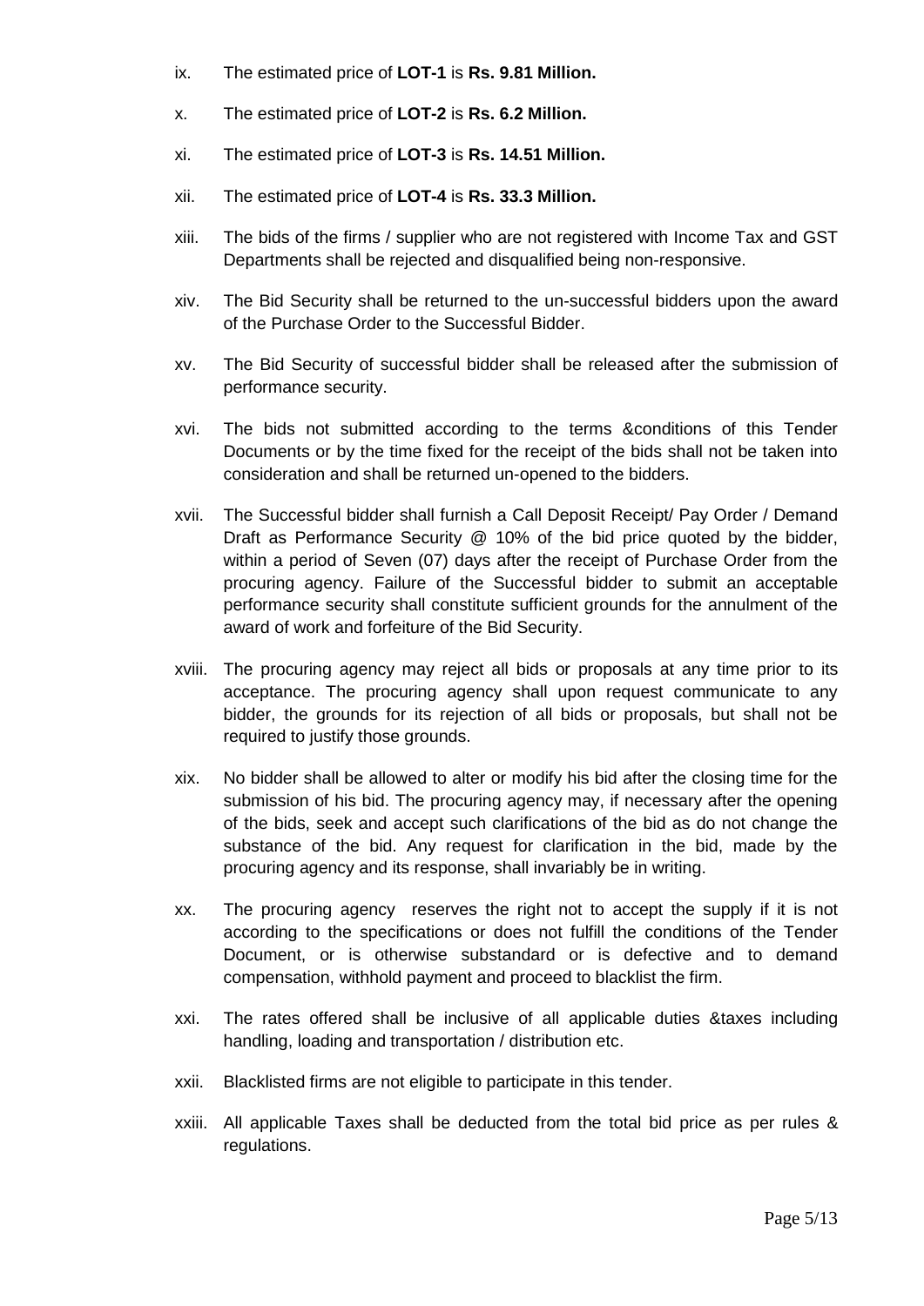ix. The estimated price of **LOT-1** is **Rs. 9.81 Million.**

x. The estimated price of **LOT-2** is **Rs. 6.2 Million.**

xi. The estimated price of **LOT-3** is **Rs. 14.51 Million.**

xii. The estimated price of **LOT-4** is **Rs. 33.3 Million.**

xiii. The bids of the firms / supplier who are not registered with Income Tax and GST Departments shall be rejected and disqualified being non-responsive.

xiv. The Bid Security shall be returned to the un-successful bidders upon the award of the Purchase Order to the Successful Bidder.

xv. The Bid Security of successful bidder shall be released after the submission of performance security.

xvi. The bids not submitted according to the terms &conditions of this Tender Documents or by the time fixed for the receipt of the bids shall not be taken into consideration and shall be returned un-opened to the bidders.

xvii. The Successful bidder shall furnish a Call Deposit Receipt/ Pay Order / Demand Draft as Performance Security @ 10% of the bid price quoted by the bidder, within a period of Seven (07) days after the receipt of Purchase Order from the procuring agency. Failure of the Successful bidder to submit an acceptable performance security shall constitute sufficient grounds for the annulment of the award of work and forfeiture of the Bid Security.

xviii. The procuring agency may reject all bids or proposals at any time prior to its acceptance. The procuring agency shall upon request communicate to any bidder, the grounds for its rejection of all bids or proposals, but shall not be required to justify those grounds.

xix. No bidder shall be allowed to alter or modify his bid after the closing time for the submission of his bid. The procuring agency may, if necessary after the opening of the bids, seek and accept such clarifications of the bid as do not change the substance of the bid. Any request for clarification in the bid, made by the procuring agency and its response, shall invariably be in writing.

xx. The procuring agency reserves the right not to accept the supply if it is not according to the specifications or does not fulfill the conditions of the Tender Document, or is otherwise substandard or is defective and to demand compensation, withhold payment and proceed to blacklist the firm.

xxi. The rates offered shall be inclusive of all applicable duties &taxes including handling, loading and transportation / distribution etc.

xxii. Blacklisted firms are not eligible to participate in this tender.

xxiii. All applicable Taxes shall be deducted from the total bid price as per rules & regulations.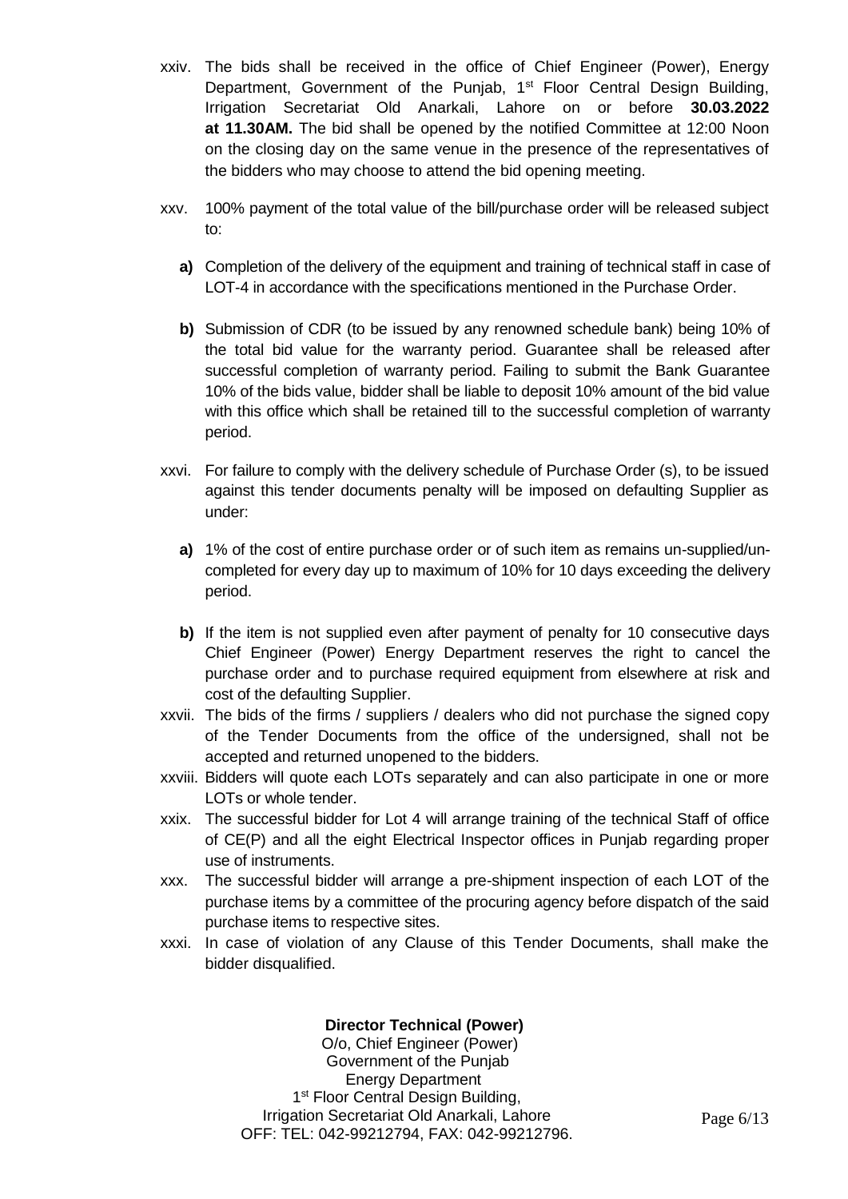xxiv. The bids shall be received in the office of Chief Engineer (Power), Energy Department, Government of the Punjab, 1st Floor Central Design Building, Irrigation Secretariat Old Anarkali, Lahore on or before **30.03.2022 at 11.30AM.** The bid shall be opened by the notified Committee at 12:00 Noon on the closing day on the same venue in the presence of the representatives of the bidders who may choose to attend the bid opening meeting.

xxv. 100% payment of the total value of the bill/purchase order will be released subject to:

**a)** Completion of the delivery of the equipment and training of technical staff in case of LOT-4 in accordance with the specifications mentioned in the Purchase Order.

**b)** Submission of CDR (to be issued by any renowned schedule bank) being 10% of the total bid value for the warranty period. Guarantee shall be released after successful completion of warranty period. Failing to submit the Bank Guarantee 10% of the bids value, bidder shall be liable to deposit 10% amount of the bid value with this office which shall be retained till to the successful completion of warranty period.

xxvi. For failure to comply with the delivery schedule of Purchase Order (s), to be issued against this tender documents penalty will be imposed on defaulting Supplier as under:

**a)** 1% of the cost of entire purchase order or of such item as remains un-supplied/un-completed for every day up to maximum of 10% for 10 days exceeding the delivery period.

**b)** If the item is not supplied even after payment of penalty for 10 consecutive days Chief Engineer (Power) Energy Department reserves the right to cancel the purchase order and to purchase required equipment from elsewhere at risk and cost of the defaulting Supplier.

xxvii. The bids of the firms / suppliers / dealers who did not purchase the signed copy of the Tender Documents from the office of the undersigned, shall not be accepted and returned unopened to the bidders.

xxviii. Bidders will quote each LOTs separately and can also participate in one or more LOTs or whole tender.

xxix. The successful bidder for Lot 4 will arrange training of the technical Staff of office of CE(P) and all the eight Electrical Inspector offices in Punjab regarding proper use of instruments.

xxx. The successful bidder will arrange a pre-shipment inspection of each LOT of the purchase items by a committee of the procuring agency before dispatch of the said purchase items to respective sites.

xxxi. In case of violation of any Clause of this Tender Documents, shall make the bidder disqualified.

**Director Technical (Power)**
O/o, Chief Engineer (Power)
Government of the Punjab
Energy Department
1st Floor Central Design Building,
Irrigation Secretariat Old Anarkali, Lahore
OFF: TEL: 042-99212794, FAX: 042-99212796.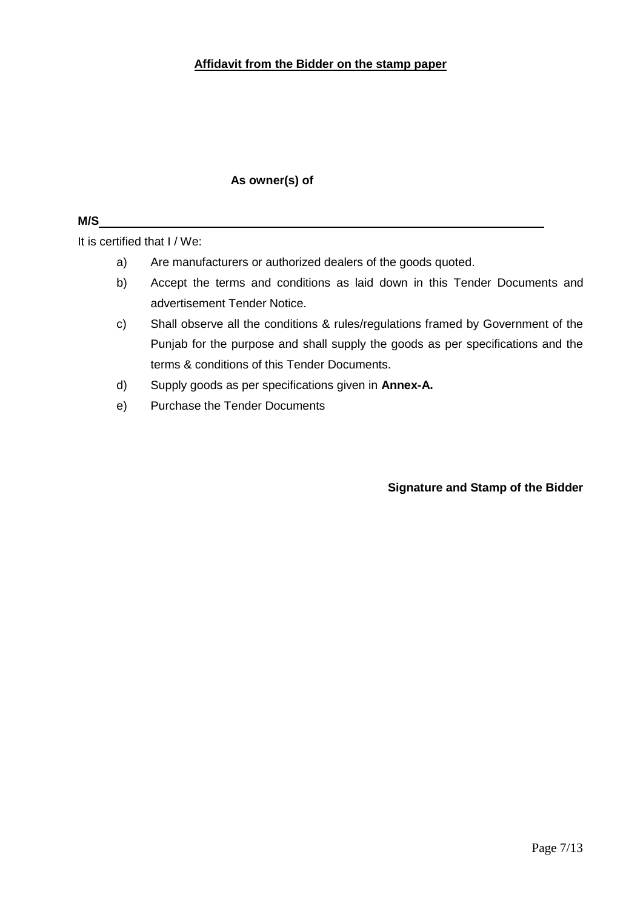**<u>Affidavit from the Bidder on the stamp paper</u>**

**As owner(s) of**

**M/S**\_\_\_\_\_\_\_\_\_\_\_\_\_\_\_\_\_\_\_\_\_\_\_\_\_\_\_\_\_\_\_\_\_\_\_\_\_\_\_\_\_\_\_\_\_\_\_\_\_\_\_\_\_\_\_\_\_\_\_\_\_\_

It is certified that I / We:

a) Are manufacturers or authorized dealers of the goods quoted.

b) Accept the terms and conditions as laid down in this Tender Documents and advertisement Tender Notice.

c) Shall observe all the conditions & rules/regulations framed by Government of the Punjab for the purpose and shall supply the goods as per specifications and the terms & conditions of this Tender Documents.

d) Supply goods as per specifications given in **Annex-A.**

e) Purchase the Tender Documents

**Signature and Stamp of the Bidder**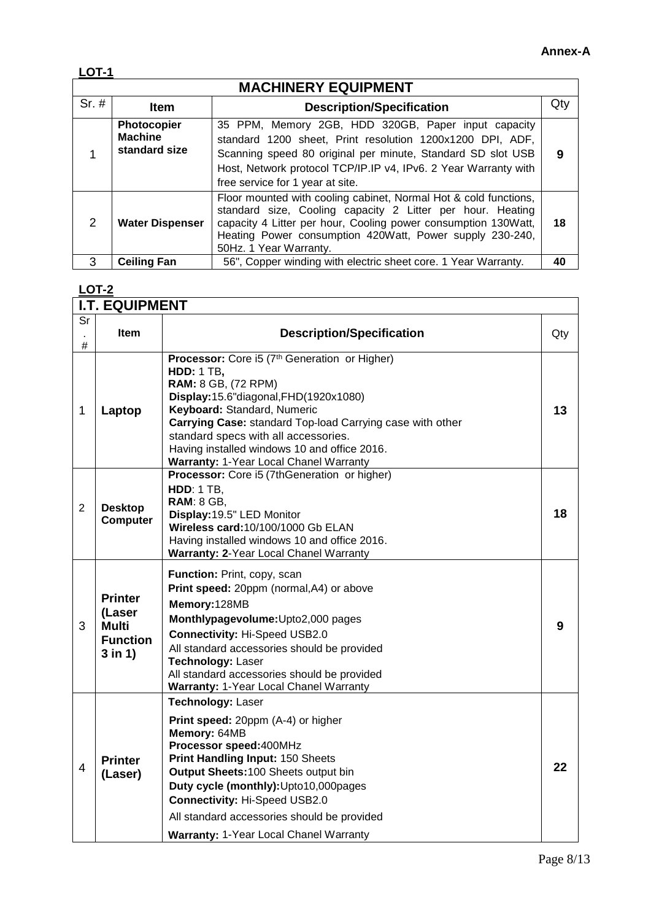**Annex-A**

**LOT-1**

| MACHINERY EQUIPMENT | | | |
|---|---|---|---|
| Sr. # | Item | Description/Specification | Qty |
| 1 | **Photocopier Machine standard size** | 35 PPM, Memory 2GB, HDD 320GB, Paper input capacity standard 1200 sheet, Print resolution 1200x1200 DPI, ADF, Scanning speed 80 original per minute, Standard SD slot USB Host, Network protocol TCP/IP.IP v4, IPv6. 2 Year Warranty with free service for 1 year at site. | **9** |
| 2 | **Water Dispenser** | Floor mounted with cooling cabinet, Normal Hot & cold functions, standard size, Cooling capacity 2 Litter per hour. Heating capacity 4 Litter per hour, Cooling power consumption 130Watt, Heating Power consumption 420Watt, Power supply 230-240, 50Hz. 1 Year Warranty. | **18** |
| 3 | **Ceiling Fan** | 56", Copper winding with electric sheet core. 1 Year Warranty. | **40** |

**LOT-2**

| I.T. EQUIPMENT | | | |
|---|---|---|---|
| Sr. # | Item | Description/Specification | Qty |
| 1 | **Laptop** | **Processor:** Core i5 (7th Generation or Higher)<br>**HDD:** 1 TB**,**<br>**RAM:** 8 GB, (72 RPM)<br>**Display:**15.6"diagonal,FHD(1920x1080)<br>**Keyboard:** Standard, Numeric<br>**Carrying Case:** standard Top-load Carrying case with other standard specs with all accessories.<br>Having installed windows 10 and office 2016.<br>**Warranty:** 1-Year Local Chanel Warranty | **13** |
| 2 | **Desktop Computer** | **Processor:** Core i5 (7thGeneration or higher)<br>**HDD**: 1 TB,<br>**RAM**: 8 GB,<br>**Display:**19.5" LED Monitor<br>**Wireless card:**10/100/1000 Gb ELAN<br>Having installed windows 10 and office 2016.<br>**Warranty: 2**-Year Local Chanel Warranty | **18** |
| 3 | **Printer (Laser Multi Function 3 in 1)** | **Function:** Print, copy, scan<br>**Print speed:** 20ppm (normal,A4) or above<br>**Memory:**128MB<br>**Monthlypagevolume:**Upto2,000 pages<br>**Connectivity:** Hi-Speed USB2.0<br>All standard accessories should be provided<br>**Technology:** Laser<br>All standard accessories should be provided<br>**Warranty:** 1-Year Local Chanel Warranty | **9** |
| 4 | **Printer (Laser)** | **Technology:** Laser<br>**Print speed:** 20ppm (A-4) or higher<br>**Memory:** 64MB<br>**Processor speed:**400MHz<br>**Print Handling Input:** 150 Sheets<br>**Output Sheets:**100 Sheets output bin<br>**Duty cycle (monthly):**Upto10,000pages<br>**Connectivity:** Hi-Speed USB2.0<br>All standard accessories should be provided<br>**Warranty:** 1-Year Local Chanel Warranty | **22** |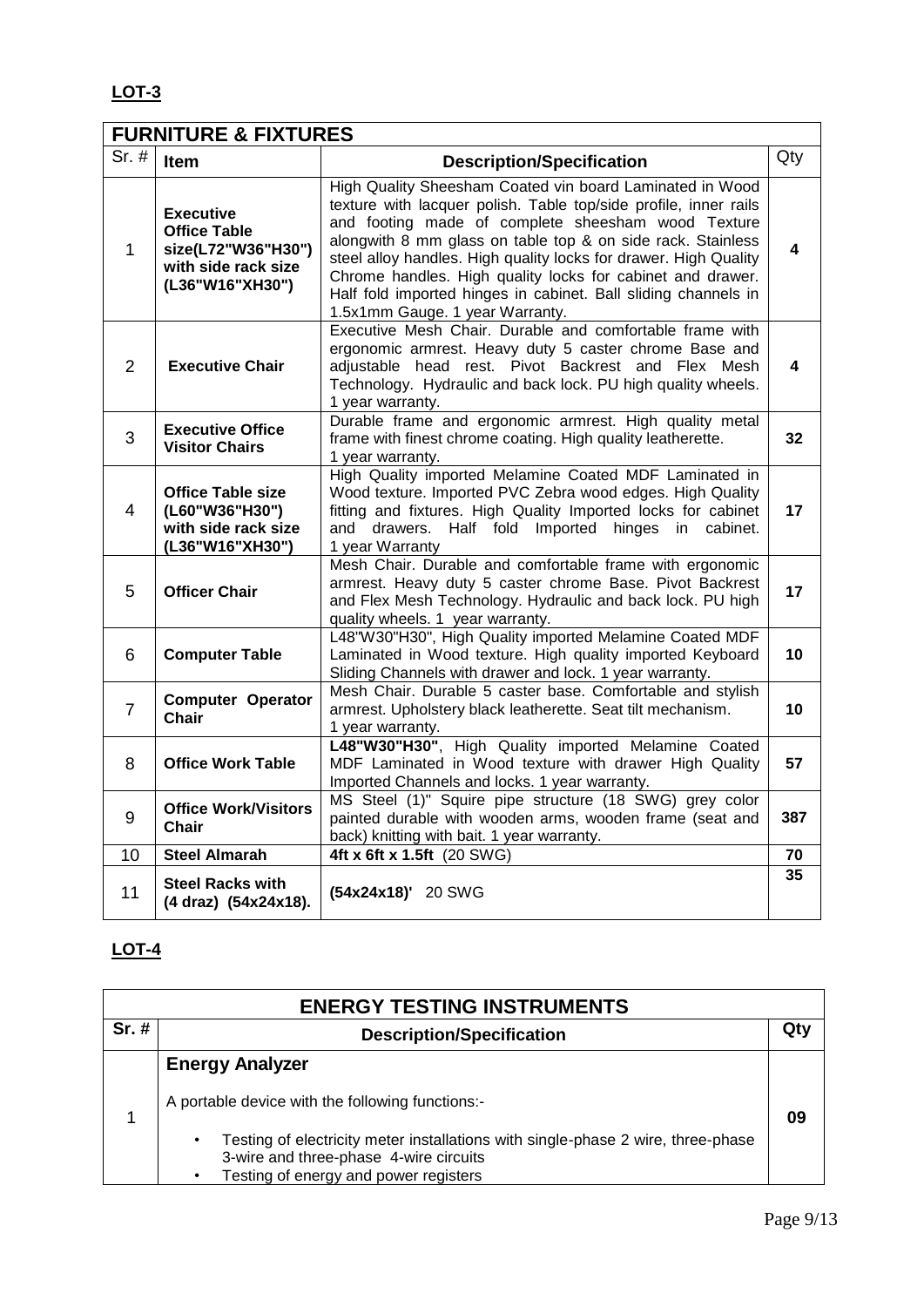**LOT-3**

| FURNITURE & FIXTURES | | | |
|---|---|---|---|
| Sr. # | Item | Description/Specification | Qty |
| 1 | **Executive Office Table size(L72"W36"H30") with side rack size (L36"W16"XH30")** | High Quality Sheesham Coated vin board Laminated in Wood texture with lacquer polish. Table top/side profile, inner rails and footing made of complete sheesham wood Texture alongwith 8 mm glass on table top & on side rack. Stainless steel alloy handles. High quality locks for drawer. High Quality Chrome handles. High quality locks for cabinet and drawer. Half fold imported hinges in cabinet. Ball sliding channels in 1.5x1mm Gauge. 1 year Warranty. | **4** |
| 2 | **Executive Chair** | Executive Mesh Chair. Durable and comfortable frame with ergonomic armrest. Heavy duty 5 caster chrome Base and adjustable head rest. Pivot Backrest and Flex Mesh Technology. Hydraulic and back lock. PU high quality wheels. 1 year warranty. | **4** |
| 3 | **Executive Office Visitor Chairs** | Durable frame and ergonomic armrest. High quality metal frame with finest chrome coating. High quality leatherette. 1 year warranty. | **32** |
| 4 | **Office Table size (L60"W36"H30") with side rack size (L36"W16"XH30")** | High Quality imported Melamine Coated MDF Laminated in Wood texture. Imported PVC Zebra wood edges. High Quality fitting and fixtures. High Quality Imported locks for cabinet and drawers. Half fold Imported hinges in cabinet. 1 year Warranty | **17** |
| 5 | **Officer Chair** | Mesh Chair. Durable and comfortable frame with ergonomic armrest. Heavy duty 5 caster chrome Base. Pivot Backrest and Flex Mesh Technology. Hydraulic and back lock. PU high quality wheels. 1 year warranty. | **17** |
| 6 | **Computer Table** | L48"W30"H30", High Quality imported Melamine Coated MDF Laminated in Wood texture. High quality imported Keyboard Sliding Channels with drawer and lock. 1 year warranty. | **10** |
| 7 | **Computer Operator Chair** | Mesh Chair. Durable 5 caster base. Comfortable and stylish armrest. Upholstery black leatherette. Seat tilt mechanism. 1 year warranty. | **10** |
| 8 | **Office Work Table** | **L48"W30"H30"**, High Quality imported Melamine Coated MDF Laminated in Wood texture with drawer High Quality Imported Channels and locks. 1 year warranty. | **57** |
| 9 | **Office Work/Visitors Chair** | MS Steel (1)" Squire pipe structure (18 SWG) grey color painted durable with wooden arms, wooden frame (seat and back) knitting with bait. 1 year warranty. | **387** |
| 10 | **Steel Almarah** | **4ft x 6ft x 1.5ft** (20 SWG) | **70** |
| 11 | **Steel Racks with (4 draz) (54x24x18).** | **(54x24x18)'** 20 SWG | **35** |

**LOT-4**

| ENERGY TESTING INSTRUMENTS | | |
|---|---|---|
| Sr. # | Description/Specification | Qty |
| 1 | **Energy Analyzer**<br><br>A portable device with the following functions:-<br><br>• Testing of electricity meter installations with single-phase 2 wire, three-phase 3-wire and three-phase 4-wire circuits<br>• Testing of energy and power registers | **09** |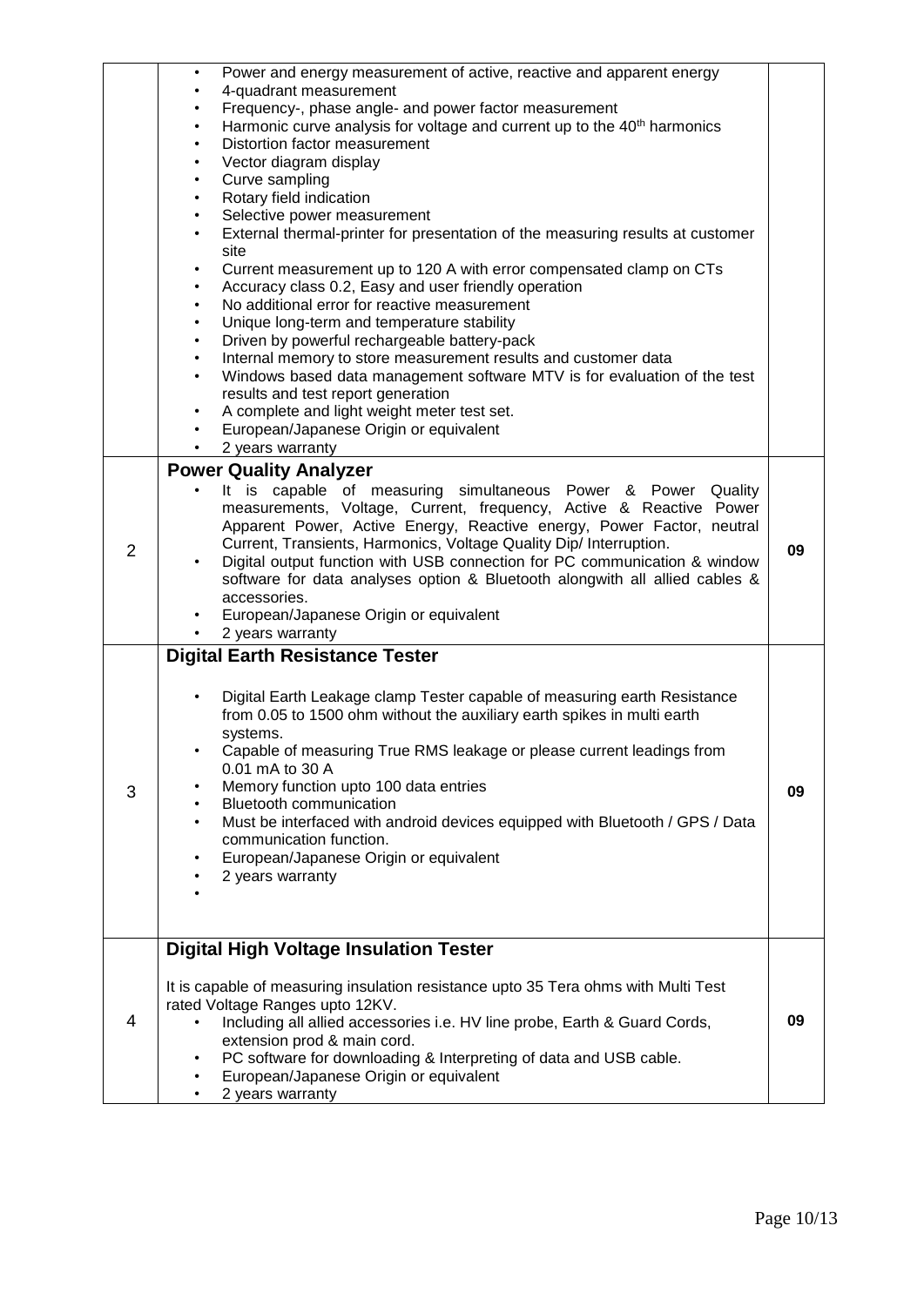| | | |
|---|---|---|
| | • Power and energy measurement of active, reactive and apparent energy<br>• 4-quadrant measurement<br>• Frequency-, phase angle- and power factor measurement<br>• Harmonic curve analysis for voltage and current up to the 40th harmonics<br>• Distortion factor measurement<br>• Vector diagram display<br>• Curve sampling<br>• Rotary field indication<br>• Selective power measurement<br>• External thermal-printer for presentation of the measuring results at customer site<br>• Current measurement up to 120 A with error compensated clamp on CTs<br>• Accuracy class 0.2, Easy and user friendly operation<br>• No additional error for reactive measurement<br>• Unique long-term and temperature stability<br>• Driven by powerful rechargeable battery-pack<br>• Internal memory to store measurement results and customer data<br>• Windows based data management software MTV is for evaluation of the test results and test report generation<br>• A complete and light weight meter test set.<br>• European/Japanese Origin or equivalent<br>• 2 years warranty | |
| 2 | **Power Quality Analyzer**<br>• It is capable of measuring simultaneous Power & Power Quality measurements, Voltage, Current, frequency, Active & Reactive Power Apparent Power, Active Energy, Reactive energy, Power Factor, neutral Current, Transients, Harmonics, Voltage Quality Dip/ Interruption.<br>• Digital output function with USB connection for PC communication & window software for data analyses option & Bluetooth alongwith all allied cables & accessories.<br>• European/Japanese Origin or equivalent<br>• 2 years warranty | 09 |
| 3 | **Digital Earth Resistance Tester**<br>• Digital Earth Leakage clamp Tester capable of measuring earth Resistance from 0.05 to 1500 ohm without the auxiliary earth spikes in multi earth systems.<br>• Capable of measuring True RMS leakage or please current leadings from 0.01 mA to 30 A<br>• Memory function upto 100 data entries<br>• Bluetooth communication<br>• Must be interfaced with android devices equipped with Bluetooth / GPS / Data communication function.<br>• European/Japanese Origin or equivalent<br>• 2 years warranty | 09 |
| 4 | **Digital High Voltage Insulation Tester**<br>It is capable of measuring insulation resistance upto 35 Tera ohms with Multi Test rated Voltage Ranges upto 12KV.<br>• Including all allied accessories i.e. HV line probe, Earth & Guard Cords, extension prod & main cord.<br>• PC software for downloading & Interpreting of data and USB cable.<br>• European/Japanese Origin or equivalent<br>• 2 years warranty | 09 |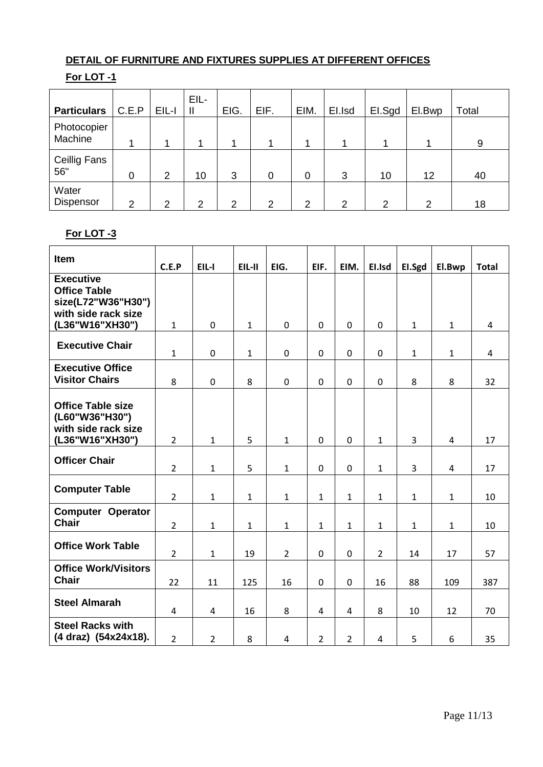**DETAIL OF FURNITURE AND FIXTURES SUPPLIES AT DIFFERENT OFFICES**

**For LOT -1**

| Particulars | C.E.P | EIL-I | EIL-II | EIG. | EIF. | EIM. | EI.Isd | EI.Sgd | EI.Bwp | Total |
|---|---|---|---|---|---|---|---|---|---|---|
| Photocopier Machine | 1 | 1 | 1 | 1 | 1 | 1 | 1 | 1 | 1 | 9 |
| Ceillig Fans 56" | 0 | 2 | 10 | 3 | 0 | 0 | 3 | 10 | 12 | 40 |
| Water Dispensor | 2 | 2 | 2 | 2 | 2 | 2 | 2 | 2 | 2 | 18 |

**For LOT -3**

| Item | C.E.P | EIL-I | EIL-II | EIG. | EIF. | EIM. | EI.Isd | EI.Sgd | EI.Bwp | Total |
|---|---|---|---|---|---|---|---|---|---|---|
| **Executive Office Table size(L72"W36"H30") with side rack size (L36"W16"XH30")** | 1 | 0 | 1 | 0 | 0 | 0 | 0 | 1 | 1 | 4 |
| **Executive Chair** | 1 | 0 | 1 | 0 | 0 | 0 | 0 | 1 | 1 | 4 |
| **Executive Office Visitor Chairs** | 8 | 0 | 8 | 0 | 0 | 0 | 0 | 8 | 8 | 32 |
| **Office Table size (L60"W36"H30") with side rack size (L36"W16"XH30")** | 2 | 1 | 5 | 1 | 0 | 0 | 1 | 3 | 4 | 17 |
| **Officer Chair** | 2 | 1 | 5 | 1 | 0 | 0 | 1 | 3 | 4 | 17 |
| **Computer Table** | 2 | 1 | 1 | 1 | 1 | 1 | 1 | 1 | 1 | 10 |
| **Computer Operator Chair** | 2 | 1 | 1 | 1 | 1 | 1 | 1 | 1 | 1 | 10 |
| **Office Work Table** | 2 | 1 | 19 | 2 | 0 | 0 | 2 | 14 | 17 | 57 |
| **Office Work/Visitors Chair** | 22 | 11 | 125 | 16 | 0 | 0 | 16 | 88 | 109 | 387 |
| **Steel Almarah** | 4 | 4 | 16 | 8 | 4 | 4 | 8 | 10 | 12 | 70 |
| **Steel Racks with (4 draz) (54x24x18).** | 2 | 2 | 8 | 4 | 2 | 2 | 4 | 5 | 6 | 35 |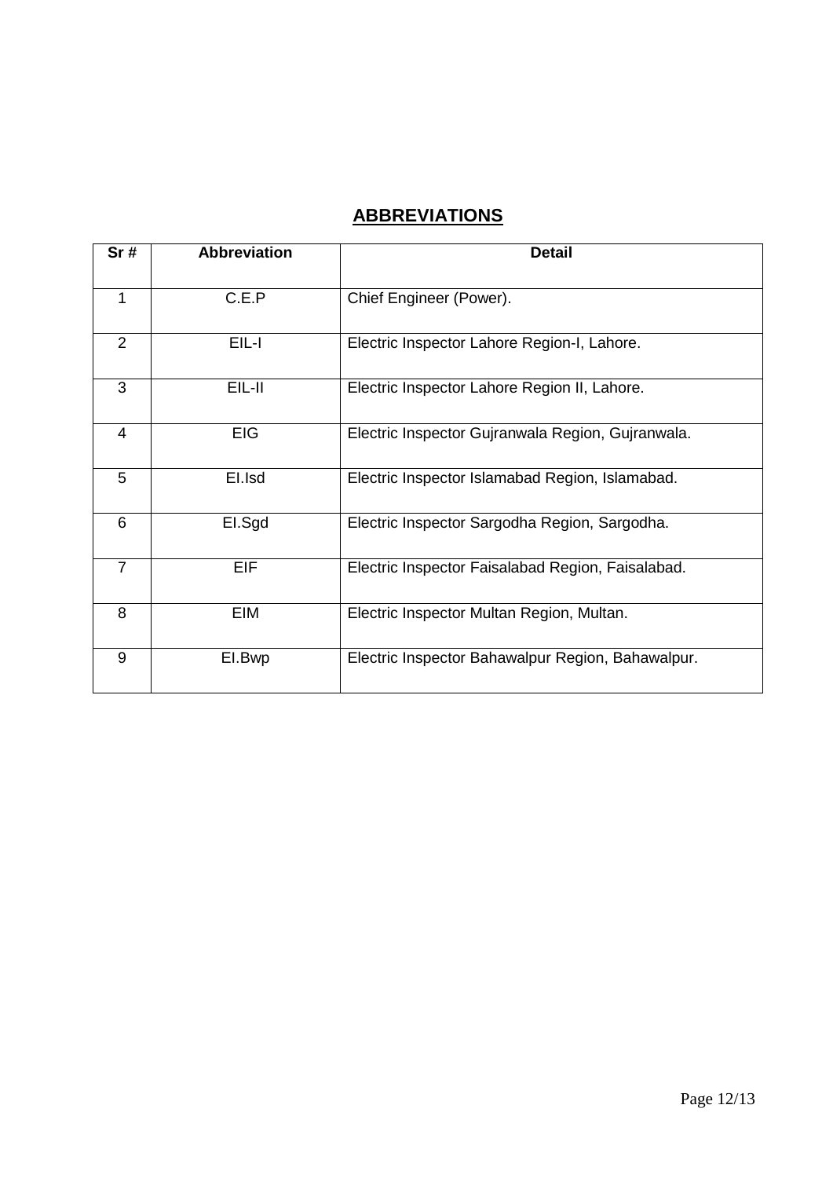## ABBREVIATIONS

| Sr # | Abbreviation | Detail |
|---|---|---|
| 1 | C.E.P | Chief Engineer (Power). |
| 2 | EIL-I | Electric Inspector Lahore Region-I, Lahore. |
| 3 | EIL-II | Electric Inspector Lahore Region II, Lahore. |
| 4 | EIG | Electric Inspector Gujranwala Region, Gujranwala. |
| 5 | EI.Isd | Electric Inspector Islamabad Region, Islamabad. |
| 6 | EI.Sgd | Electric Inspector Sargodha Region, Sargodha. |
| 7 | EIF | Electric Inspector Faisalabad Region, Faisalabad. |
| 8 | EIM | Electric Inspector Multan Region, Multan. |
| 9 | EI.Bwp | Electric Inspector Bahawalpur Region, Bahawalpur. |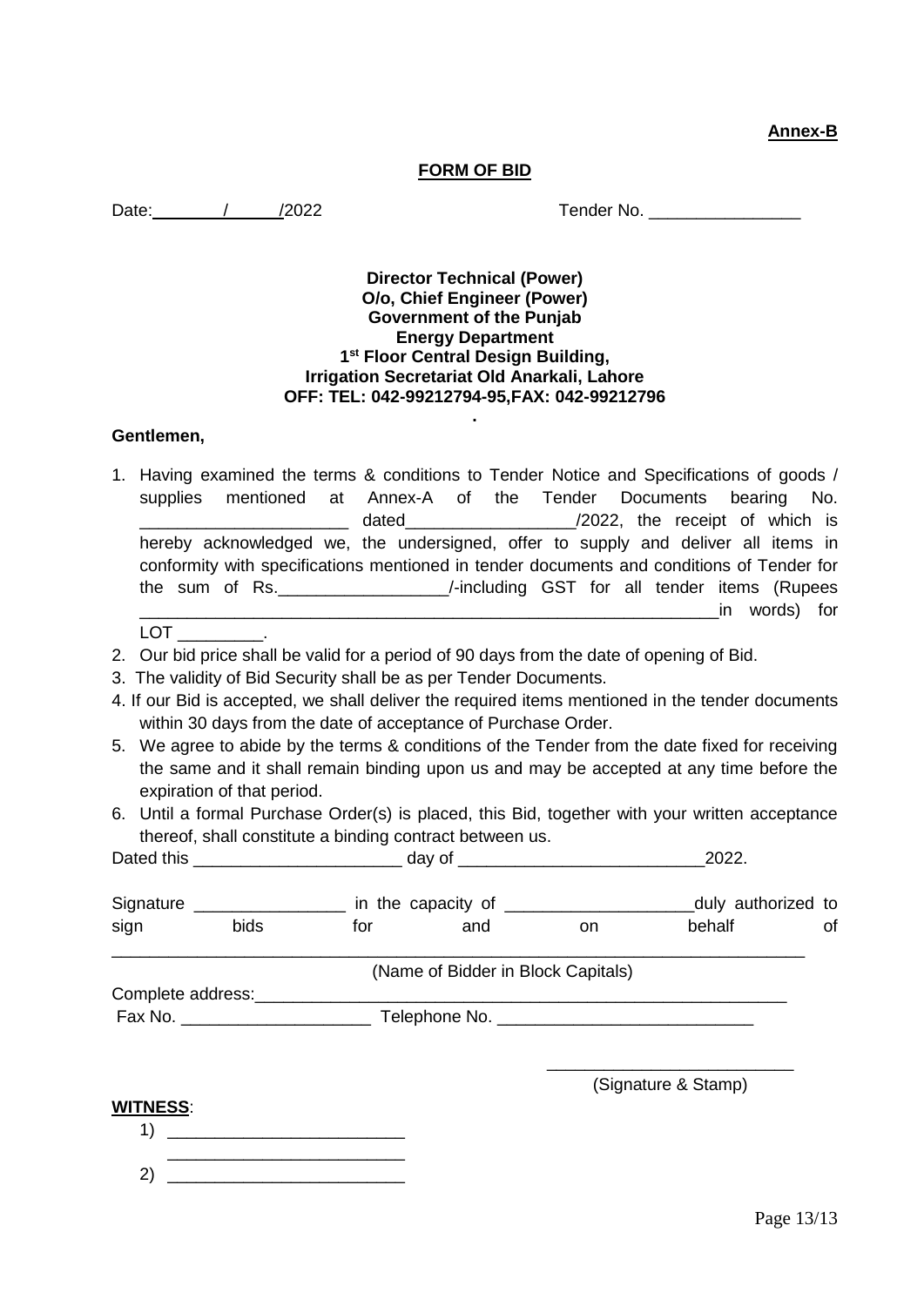**Annex-B**

## FORM OF BID

Date: / /2022 Tender No. ________________

**Director Technical (Power)**
**O/o, Chief Engineer (Power)**
**Government of the Punjab**
**Energy Department**
**1st Floor Central Design Building,**
**Irrigation Secretariat Old Anarkali, Lahore**
**OFF: TEL: 042-99212794-95,FAX: 042-99212796**
**.**

**Gentlemen,**

1. Having examined the terms & conditions to Tender Notice and Specifications of goods / supplies mentioned at Annex-A of the Tender Documents bearing No. ______________________ dated__________________/2022, the receipt of which is hereby acknowledged we, the undersigned, offer to supply and deliver all items in conformity with specifications mentioned in tender documents and conditions of Tender for the sum of Rs.__________________/-including GST for all tender items (Rupees ______________________________________________________________in words) for LOT _________.
2. Our bid price shall be valid for a period of 90 days from the date of opening of Bid.
3. The validity of Bid Security shall be as per Tender Documents.
4. If our Bid is accepted, we shall deliver the required items mentioned in the tender documents within 30 days from the date of acceptance of Purchase Order.
5. We agree to abide by the terms & conditions of the Tender from the date fixed for receiving the same and it shall remain binding upon us and may be accepted at any time before the expiration of that period.
6. Until a formal Purchase Order(s) is placed, this Bid, together with your written acceptance thereof, shall constitute a binding contract between us.

Dated this ______________________ day of __________________________2022.

Signature ________________ in the capacity of ____________________duly authorized to sign bids for and on behalf of

__________________________________________________________________________

(Name of Bidder in Block Capitals)

Complete address:_______________________________________________________

Fax No. ____________________ Telephone No. ___________________________

__________________________

(Signature & Stamp)

**WITNESS**:

1) _________________________
_________________________
2) _________________________